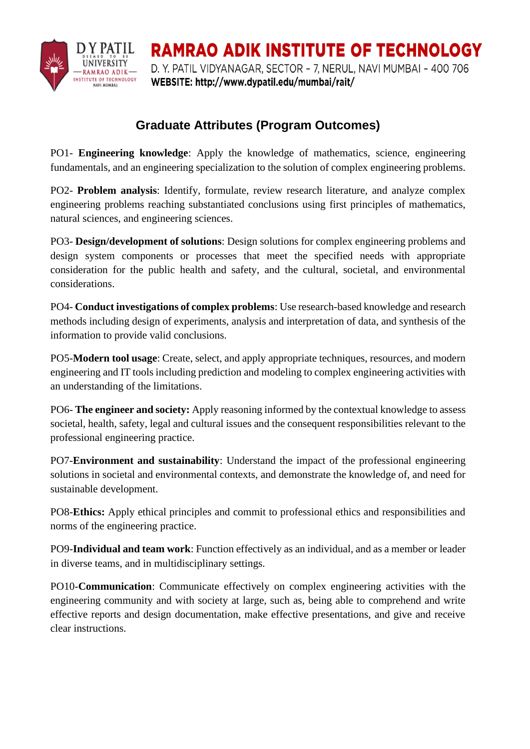RAMRAO ADIK INSTITUTE OF TECHNOLOGY

D. Y. PATIL VIDYANAGAR, SECTOR – 7, NERUL, NAVI MUMBAI – 400 706

WEBSITE: http://www.dypatil.edu/mumbai/rait/

## Graduate Attributes (Program Outcomes)

PO1- **Engineering knowledge**: Apply the knowledge of mathematics, science, engineering fundamentals, and an engineering specialization to the solution of complex engineering problems.

PO2- **Problem analysis**: Identify, formulate, review research literature, and analyze complex engineering problems reaching substantiated conclusions using first principles of mathematics, natural sciences, and engineering sciences.

PO3- **Design/development of solutions**: Design solutions for complex engineering problems and design system components or processes that meet the specified needs with appropriate consideration for the public health and safety, and the cultural, societal, and environmental considerations.

PO4- **Conduct investigations of complex problems**: Use research-based knowledge and research methods including design of experiments, analysis and interpretation of data, and synthesis of the information to provide valid conclusions.

PO5-**Modern tool usage**: Create, select, and apply appropriate techniques, resources, and modern engineering and IT tools including prediction and modeling to complex engineering activities with an understanding of the limitations.

PO6- **The engineer and society:** Apply reasoning informed by the contextual knowledge to assess societal, health, safety, legal and cultural issues and the consequent responsibilities relevant to the professional engineering practice.

PO7-**Environment and sustainability**: Understand the impact of the professional engineering solutions in societal and environmental contexts, and demonstrate the knowledge of, and need for sustainable development.

PO8-**Ethics:** Apply ethical principles and commit to professional ethics and responsibilities and norms of the engineering practice.

PO9-**Individual and team work**: Function effectively as an individual, and as a member or leader in diverse teams, and in multidisciplinary settings.

PO10-**Communication**: Communicate effectively on complex engineering activities with the engineering community and with society at large, such as, being able to comprehend and write effective reports and design documentation, make effective presentations, and give and receive clear instructions.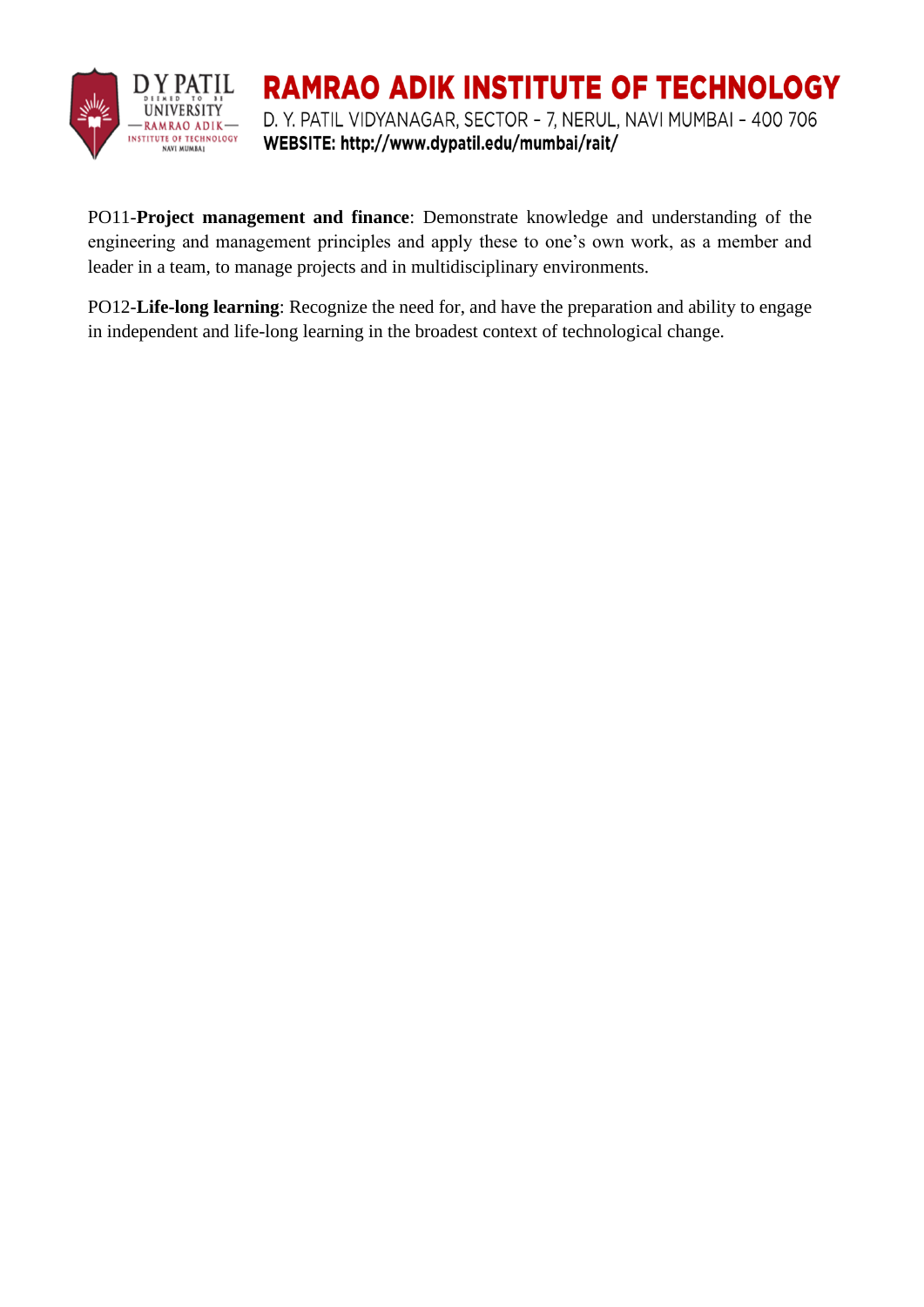PO11-**Project management and finance**: Demonstrate knowledge and understanding of the engineering and management principles and apply these to one's own work, as a member and leader in a team, to manage projects and in multidisciplinary environments.

PO12-**Life-long learning**: Recognize the need for, and have the preparation and ability to engage in independent and life-long learning in the broadest context of technological change.